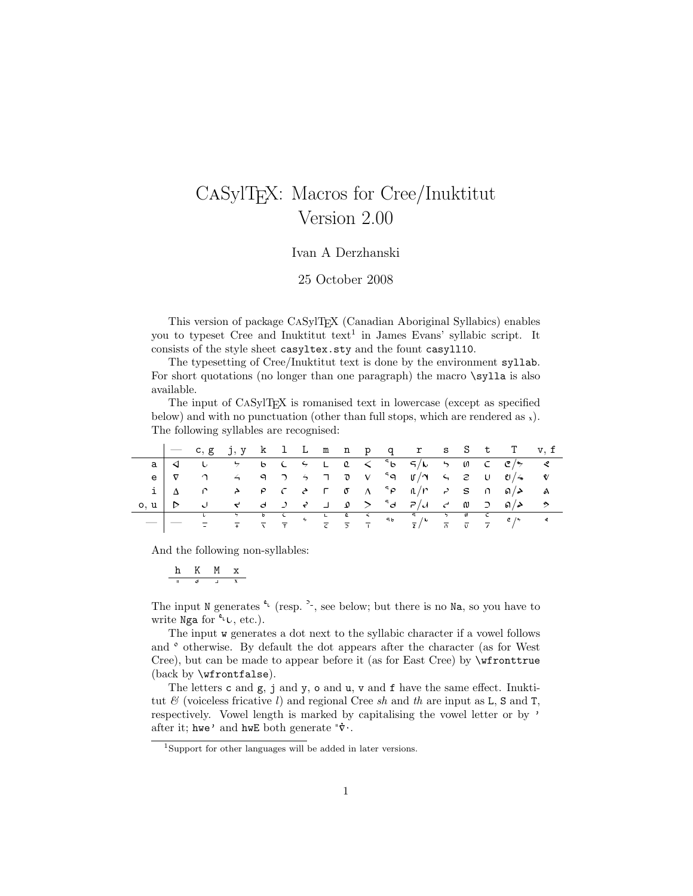# CaSylTeX: Macros for Cree/Inuktitut Version 2.00

Ivan A Derzhanski

25 October 2008

This version of package CaSylTeX (Canadian Aboriginal Syllabics) enables you to typeset Cree and Inuktitut text[1] in James Evans' syllabic script. It consists of the style sheet `casyltex.sty` and the fount `casyll10`.

The typesetting of Cree/Inuktitut text is done by the environment `syllab`. For short quotations (no longer than one paragraph) the macro `\sylla` is also available.

The input of CaSylTeX is romanised text in lowercase (except as specified below) and with no punctuation (other than full stops, which are rendered as ᙮). The following syllables are recognised:

| | — | c, g | j, y | k | l | L | m | n | p | q | r | s | S | t | T | v, f |
|---|---|---|---|---|---|---|---|---|---|---|---|---|---|---|---|---|
| a | ᐊ | ᒐ | ᔭ | ᑲ | ᓚ | ᖤ | ᒪ | ᓇ | ᐸ | ᖃ | ᕋ/ᕌ | ᓴ | ᔕ | ᑕ | ᕦ/ᖬ | ᕙ |
| e | ᐁ | ᒉ | ᔦ | ᑫ | ᓓ | ᖠ | ᒣ | ᓀ | ᐯ | ᖀ | ᕃ/ᕂ | ᓭ | ᔐ | ᑌ | ᕞ/ᖪ | ᕓ |
| i | ᐃ | ᒋ | ᔨ | ᑭ | ᓕ | ᖢ | ᒥ | ᓂ | ᐱ | ᕿ | ᕆ/ᕇ | ᓯ | ᔑ | ᑎ | ᕠ/ᖫ | ᕕ |
| o, u | ᐅ | ᒍ | ᔪ | ᑯ | ᓗ | ᖣ | ᒧ | ᓄ | ᐳ | ᖁ | ᕈ/ᕉ | ᓱ | ᔓ | ᑐ | ᕤ/ᖭ | ᕗ |
| — | — | ᒡ | ᔾ | ᒃ | ᓪ | ᖦ | ᒻ | ᓐ | ᑊ | ᖅ | ᕐ | ᔅ | ᔥ | ᑦ | ᕝ | ᕝ |

And the following non-syllables:

| h | K | M | x |
|---|---|---|---|
| ᐦ | ᖽ | ᖿ | ᕽ |

The input `N` generates ᖕ (resp. ᐣ, see below; but there is no `Na`, so you have to write `Nga` for ᖕᒐ, etc.).

The input `w` generates a dot next to the syllabic character if a vowel follows and ᐤ otherwise. By default the dot appears after the character (as for West Cree), but can be made to appear before it (as for East Cree) by `\wfronttrue` (back by `\wfrontfalse`).

The letters `c` and `g`, `j` and `y`, `o` and `u`, `v` and `f` have the same effect. Inuktitut ł (voiceless fricative *l*) and regional Cree *sh* and *th* are input as `L`, `S` and `T`, respectively. Vowel length is marked by capitalising the vowel letter or by `'` after it; `hwe'` and `hwE` both generate ᐦᐌ.

[1] Support for other languages will be added in later versions.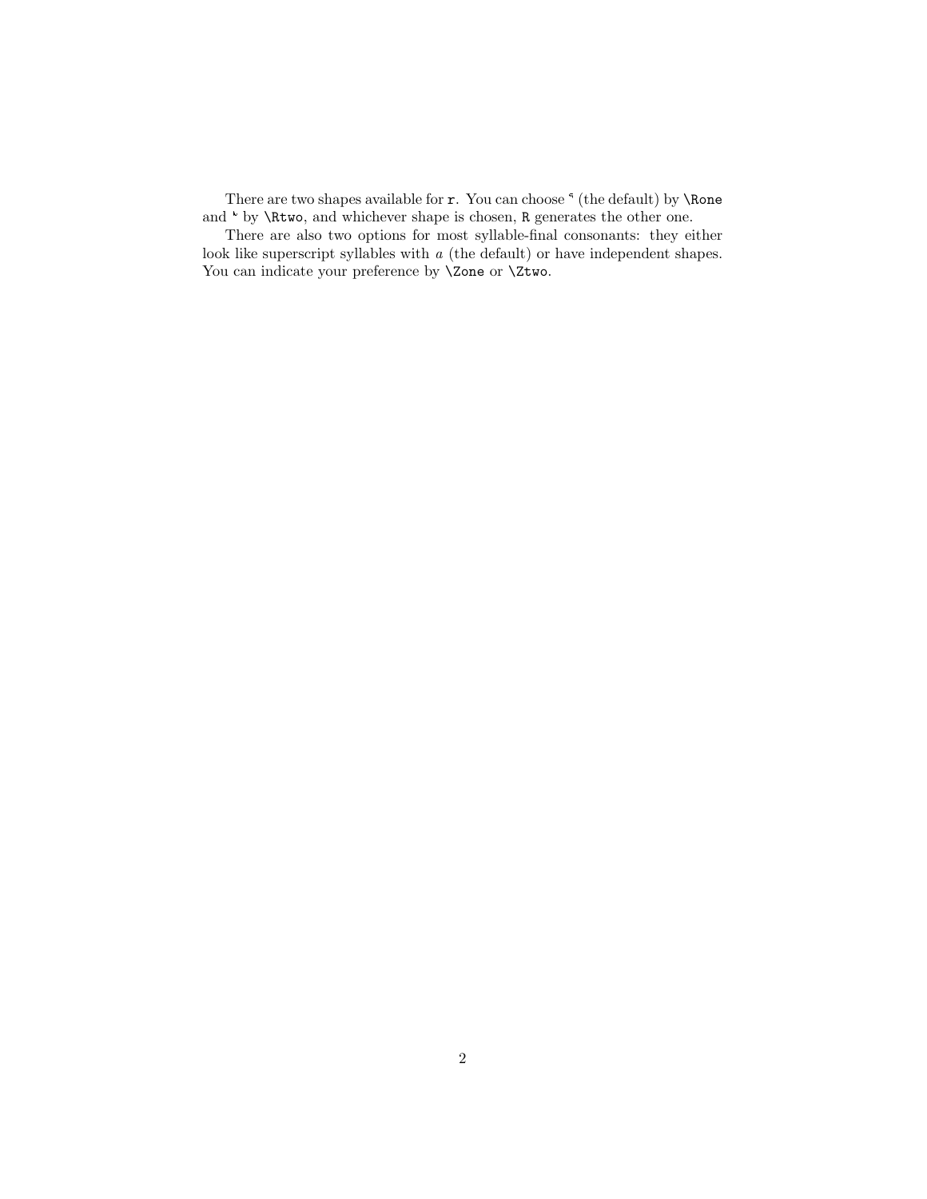There are two shapes available for `r`. You can choose ˤ (the default) by `\Rone` and ˡ by `\Rtwo`, and whichever shape is chosen, `R` generates the other one.

There are also two options for most syllable-final consonants: they either look like superscript syllables with *a* (the default) or have independent shapes. You can indicate your preference by `\Zone` or `\Ztwo`.